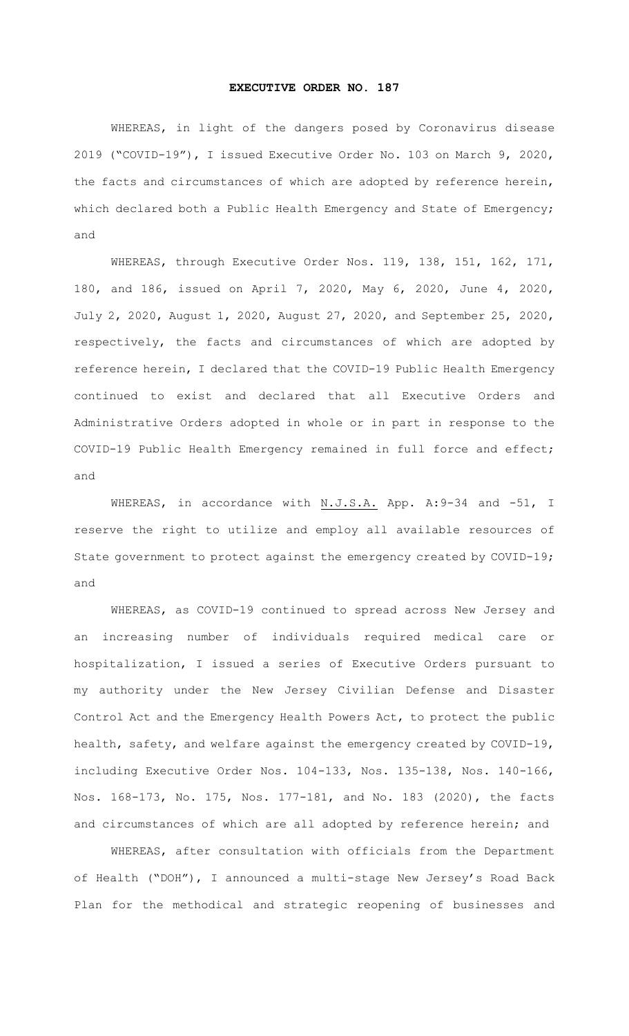# EXECUTIVE ORDER NO. 187

WHEREAS, in light of the dangers posed by Coronavirus disease 2019 ("COVID-19"), I issued Executive Order No. 103 on March 9, 2020, the facts and circumstances of which are adopted by reference herein, which declared both a Public Health Emergency and State of Emergency; and

WHEREAS, through Executive Order Nos. 119, 138, 151, 162, 171, 180, and 186, issued on April 7, 2020, May 6, 2020, June 4, 2020, July 2, 2020, August 1, 2020, August 27, 2020, and September 25, 2020, respectively, the facts and circumstances of which are adopted by reference herein, I declared that the COVID-19 Public Health Emergency continued to exist and declared that all Executive Orders and Administrative Orders adopted in whole or in part in response to the COVID-19 Public Health Emergency remained in full force and effect; and

WHEREAS, in accordance with N.J.S.A. App. A:9-34 and -51, I reserve the right to utilize and employ all available resources of State government to protect against the emergency created by COVID-19; and

WHEREAS, as COVID-19 continued to spread across New Jersey and an increasing number of individuals required medical care or hospitalization, I issued a series of Executive Orders pursuant to my authority under the New Jersey Civilian Defense and Disaster Control Act and the Emergency Health Powers Act, to protect the public health, safety, and welfare against the emergency created by COVID-19, including Executive Order Nos. 104-133, Nos. 135-138, Nos. 140-166, Nos. 168-173, No. 175, Nos. 177-181, and No. 183 (2020), the facts and circumstances of which are all adopted by reference herein; and

WHEREAS, after consultation with officials from the Department of Health ("DOH"), I announced a multi-stage New Jersey's Road Back Plan for the methodical and strategic reopening of businesses and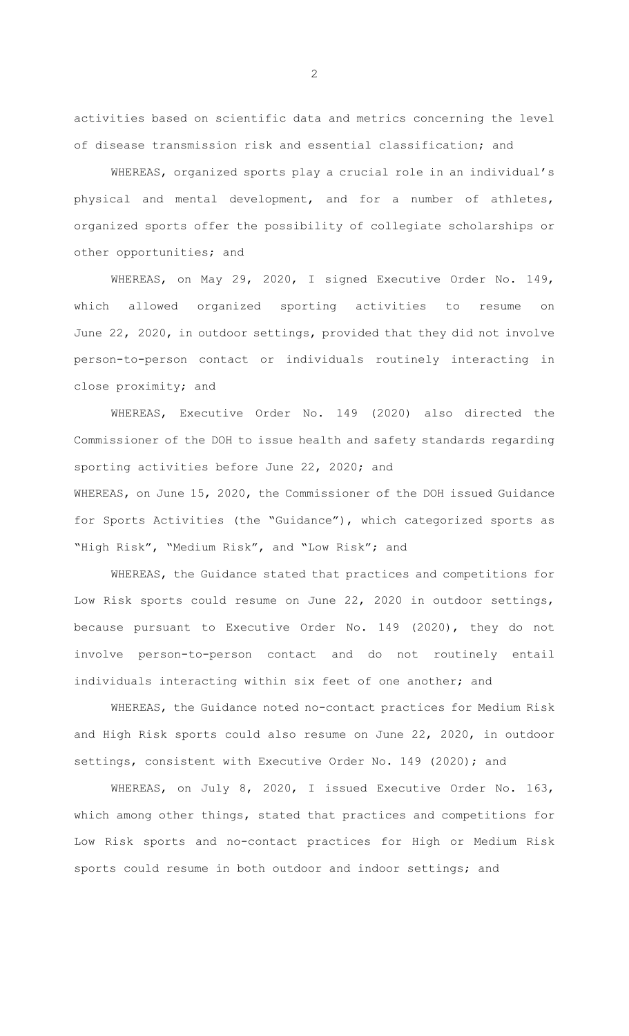activities based on scientific data and metrics concerning the level of disease transmission risk and essential classification; and

WHEREAS, organized sports play a crucial role in an individual's physical and mental development, and for a number of athletes, organized sports offer the possibility of collegiate scholarships or other opportunities; and

WHEREAS, on May 29, 2020, I signed Executive Order No. 149, which allowed organized sporting activities to resume on June 22, 2020, in outdoor settings, provided that they did not involve person-to-person contact or individuals routinely interacting in close proximity; and

WHEREAS, Executive Order No. 149 (2020) also directed the Commissioner of the DOH to issue health and safety standards regarding sporting activities before June 22, 2020; and

WHEREAS, on June 15, 2020, the Commissioner of the DOH issued Guidance for Sports Activities (the "Guidance"), which categorized sports as "High Risk", "Medium Risk", and "Low Risk"; and

WHEREAS, the Guidance stated that practices and competitions for Low Risk sports could resume on June 22, 2020 in outdoor settings, because pursuant to Executive Order No. 149 (2020), they do not involve person-to-person contact and do not routinely entail individuals interacting within six feet of one another; and

WHEREAS, the Guidance noted no-contact practices for Medium Risk and High Risk sports could also resume on June 22, 2020, in outdoor settings, consistent with Executive Order No. 149 (2020); and

WHEREAS, on July 8, 2020, I issued Executive Order No. 163, which among other things, stated that practices and competitions for Low Risk sports and no-contact practices for High or Medium Risk sports could resume in both outdoor and indoor settings; and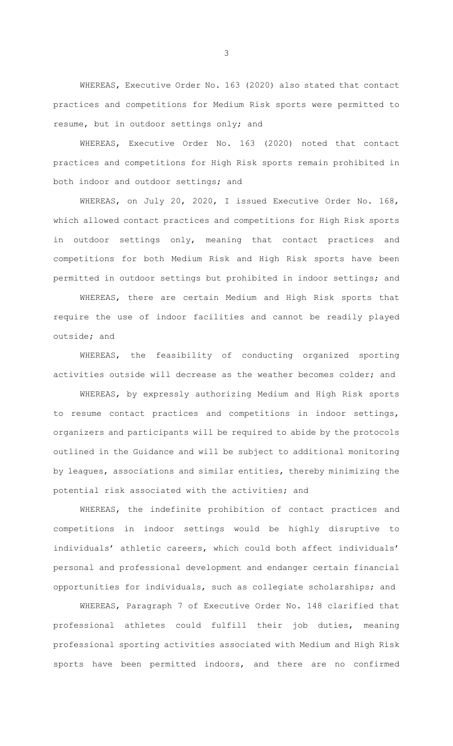WHEREAS, Executive Order No. 163 (2020) also stated that contact practices and competitions for Medium Risk sports were permitted to resume, but in outdoor settings only; and

WHEREAS, Executive Order No. 163 (2020) noted that contact practices and competitions for High Risk sports remain prohibited in both indoor and outdoor settings; and

WHEREAS, on July 20, 2020, I issued Executive Order No. 168, which allowed contact practices and competitions for High Risk sports in outdoor settings only, meaning that contact practices and competitions for both Medium Risk and High Risk sports have been permitted in outdoor settings but prohibited in indoor settings; and

WHEREAS, there are certain Medium and High Risk sports that require the use of indoor facilities and cannot be readily played outside; and

WHEREAS, the feasibility of conducting organized sporting activities outside will decrease as the weather becomes colder; and

WHEREAS, by expressly authorizing Medium and High Risk sports to resume contact practices and competitions in indoor settings, organizers and participants will be required to abide by the protocols outlined in the Guidance and will be subject to additional monitoring by leagues, associations and similar entities, thereby minimizing the potential risk associated with the activities; and

WHEREAS, the indefinite prohibition of contact practices and competitions in indoor settings would be highly disruptive to individuals' athletic careers, which could both affect individuals' personal and professional development and endanger certain financial opportunities for individuals, such as collegiate scholarships; and

WHEREAS, Paragraph 7 of Executive Order No. 148 clarified that professional athletes could fulfill their job duties, meaning professional sporting activities associated with Medium and High Risk sports have been permitted indoors, and there are no confirmed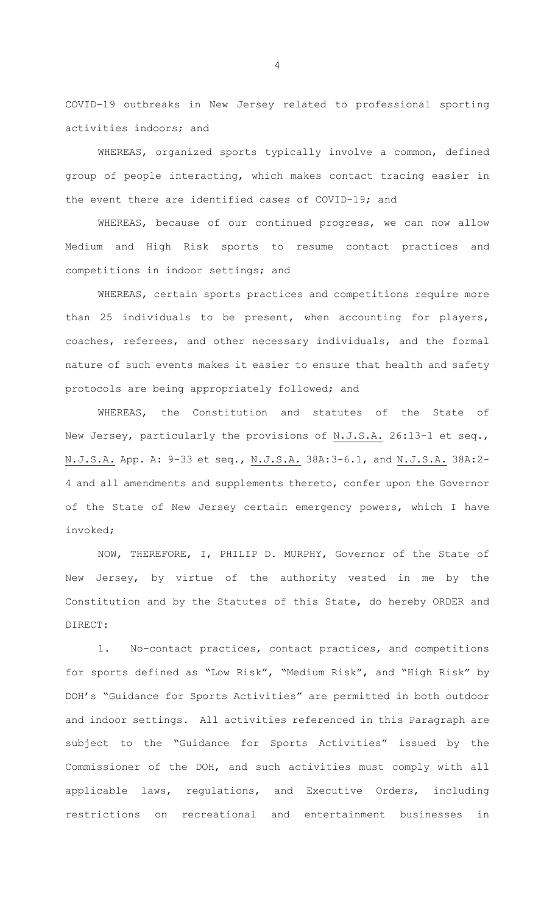COVID-19 outbreaks in New Jersey related to professional sporting activities indoors; and

WHEREAS, organized sports typically involve a common, defined group of people interacting, which makes contact tracing easier in the event there are identified cases of COVID-19; and

WHEREAS, because of our continued progress, we can now allow Medium and High Risk sports to resume contact practices and competitions in indoor settings; and

WHEREAS, certain sports practices and competitions require more than 25 individuals to be present, when accounting for players, coaches, referees, and other necessary individuals, and the formal nature of such events makes it easier to ensure that health and safety protocols are being appropriately followed; and

WHEREAS, the Constitution and statutes of the State of New Jersey, particularly the provisions of N.J.S.A. 26:13-1 et seq., N.J.S.A. App. A: 9-33 et seq., N.J.S.A. 38A:3-6.1, and N.J.S.A. 38A:2-4 and all amendments and supplements thereto, confer upon the Governor of the State of New Jersey certain emergency powers, which I have invoked;

NOW, THEREFORE, I, PHILIP D. MURPHY, Governor of the State of New Jersey, by virtue of the authority vested in me by the Constitution and by the Statutes of this State, do hereby ORDER and DIRECT:

1. No-contact practices, contact practices, and competitions for sports defined as "Low Risk", "Medium Risk", and "High Risk" by DOH's "Guidance for Sports Activities" are permitted in both outdoor and indoor settings. All activities referenced in this Paragraph are subject to the "Guidance for Sports Activities" issued by the Commissioner of the DOH, and such activities must comply with all applicable laws, regulations, and Executive Orders, including restrictions on recreational and entertainment businesses in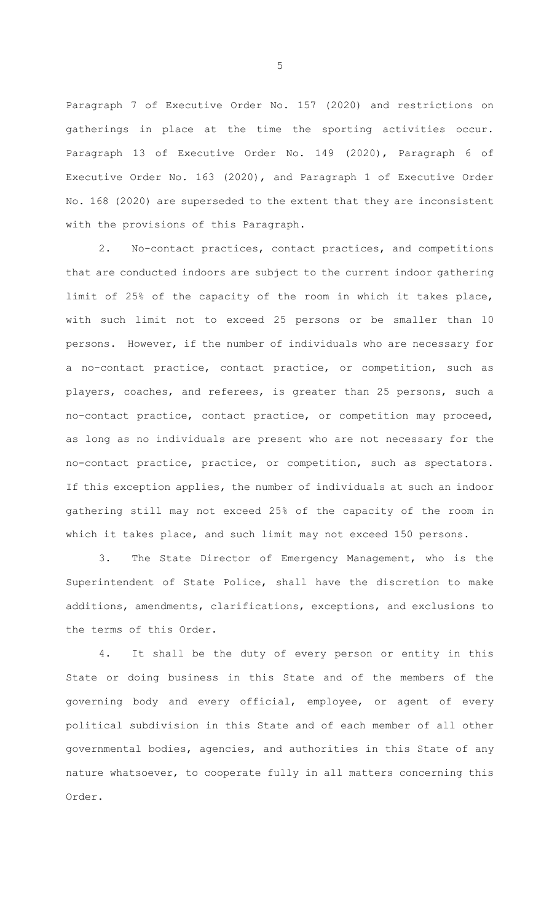Paragraph 7 of Executive Order No. 157 (2020) and restrictions on gatherings in place at the time the sporting activities occur. Paragraph 13 of Executive Order No. 149 (2020), Paragraph 6 of Executive Order No. 163 (2020), and Paragraph 1 of Executive Order No. 168 (2020) are superseded to the extent that they are inconsistent with the provisions of this Paragraph.

2. No-contact practices, contact practices, and competitions that are conducted indoors are subject to the current indoor gathering limit of 25% of the capacity of the room in which it takes place, with such limit not to exceed 25 persons or be smaller than 10 persons. However, if the number of individuals who are necessary for a no-contact practice, contact practice, or competition, such as players, coaches, and referees, is greater than 25 persons, such a no-contact practice, contact practice, or competition may proceed, as long as no individuals are present who are not necessary for the no-contact practice, practice, or competition, such as spectators. If this exception applies, the number of individuals at such an indoor gathering still may not exceed 25% of the capacity of the room in which it takes place, and such limit may not exceed 150 persons.

3. The State Director of Emergency Management, who is the Superintendent of State Police, shall have the discretion to make additions, amendments, clarifications, exceptions, and exclusions to the terms of this Order.

4. It shall be the duty of every person or entity in this State or doing business in this State and of the members of the governing body and every official, employee, or agent of every political subdivision in this State and of each member of all other governmental bodies, agencies, and authorities in this State of any nature whatsoever, to cooperate fully in all matters concerning this Order.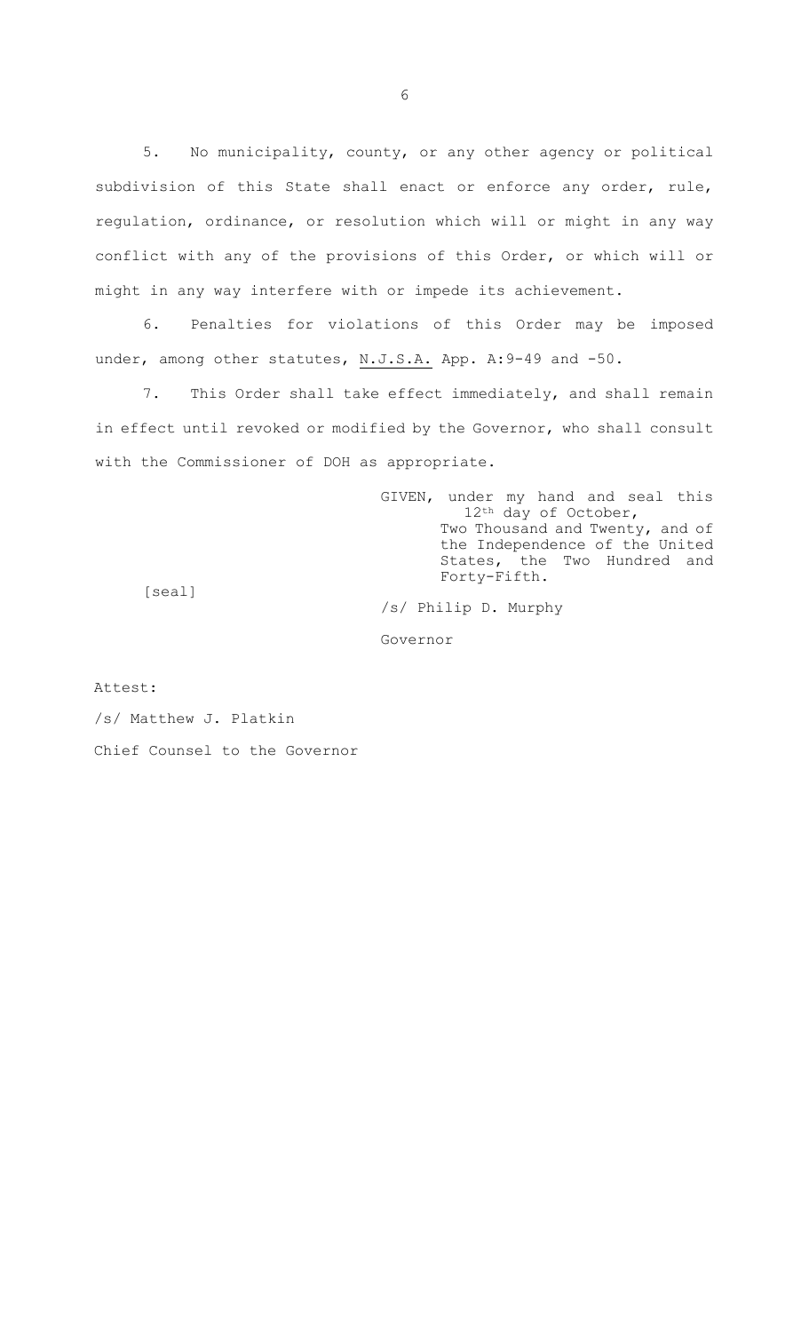5. No municipality, county, or any other agency or political subdivision of this State shall enact or enforce any order, rule, regulation, ordinance, or resolution which will or might in any way conflict with any of the provisions of this Order, or which will or might in any way interfere with or impede its achievement.

6. Penalties for violations of this Order may be imposed under, among other statutes, N.J.S.A. App. A:9-49 and -50.

7. This Order shall take effect immediately, and shall remain in effect until revoked or modified by the Governor, who shall consult with the Commissioner of DOH as appropriate.

GIVEN, under my hand and seal this 12th day of October, Two Thousand and Twenty, and of the Independence of the United States, the Two Hundred and Forty-Fifth.

[seal]

/s/ Philip D. Murphy

Governor

Attest:

/s/ Matthew J. Platkin

Chief Counsel to the Governor